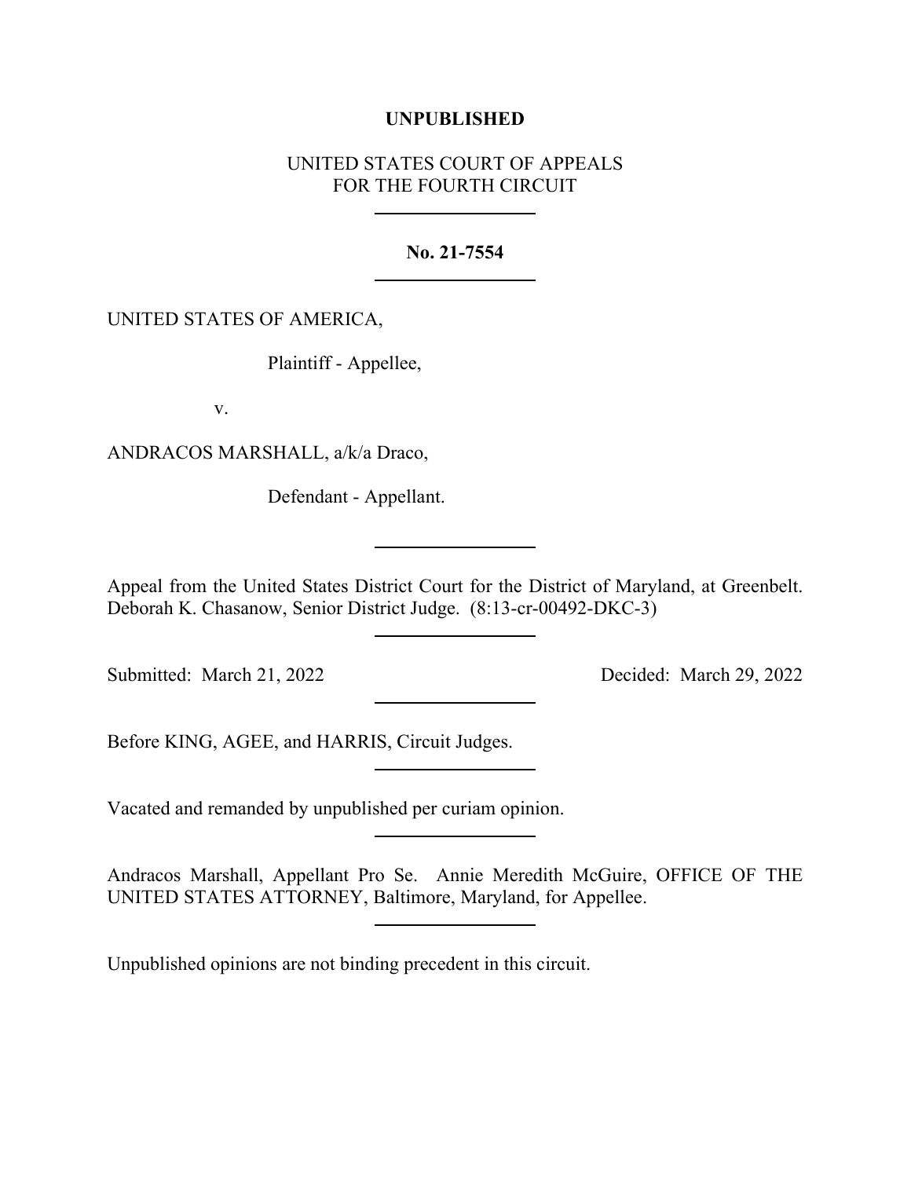**UNPUBLISHED**

UNITED STATES COURT OF APPEALS
FOR THE FOURTH CIRCUIT

---

**No. 21-7554**

---

UNITED STATES OF AMERICA,

Plaintiff - Appellee,

v.

ANDRACOS MARSHALL, a/k/a Draco,

Defendant - Appellant.

---

Appeal from the United States District Court for the District of Maryland, at Greenbelt. Deborah K. Chasanow, Senior District Judge. (8:13-cr-00492-DKC-3)

---

Submitted: March 21, 2022 Decided: March 29, 2022

---

Before KING, AGEE, and HARRIS, Circuit Judges.

---

Vacated and remanded by unpublished per curiam opinion.

---

Andracos Marshall, Appellant Pro Se. Annie Meredith McGuire, OFFICE OF THE UNITED STATES ATTORNEY, Baltimore, Maryland, for Appellee.

---

Unpublished opinions are not binding precedent in this circuit.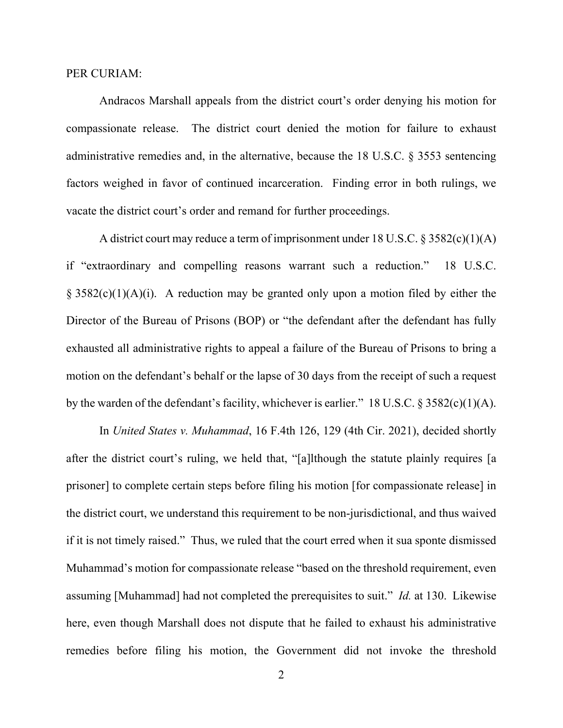PER CURIAM:

Andracos Marshall appeals from the district court's order denying his motion for compassionate release. The district court denied the motion for failure to exhaust administrative remedies and, in the alternative, because the 18 U.S.C. § 3553 sentencing factors weighed in favor of continued incarceration. Finding error in both rulings, we vacate the district court's order and remand for further proceedings.

A district court may reduce a term of imprisonment under 18 U.S.C. § 3582(c)(1)(A) if "extraordinary and compelling reasons warrant such a reduction." 18 U.S.C. § 3582(c)(1)(A)(i). A reduction may be granted only upon a motion filed by either the Director of the Bureau of Prisons (BOP) or "the defendant after the defendant has fully exhausted all administrative rights to appeal a failure of the Bureau of Prisons to bring a motion on the defendant's behalf or the lapse of 30 days from the receipt of such a request by the warden of the defendant's facility, whichever is earlier." 18 U.S.C. § 3582(c)(1)(A).

In *United States v. Muhammad*, 16 F.4th 126, 129 (4th Cir. 2021), decided shortly after the district court's ruling, we held that, "[a]lthough the statute plainly requires [a prisoner] to complete certain steps before filing his motion [for compassionate release] in the district court, we understand this requirement to be non-jurisdictional, and thus waived if it is not timely raised." Thus, we ruled that the court erred when it sua sponte dismissed Muhammad's motion for compassionate release "based on the threshold requirement, even assuming [Muhammad] had not completed the prerequisites to suit." *Id.* at 130. Likewise here, even though Marshall does not dispute that he failed to exhaust his administrative remedies before filing his motion, the Government did not invoke the threshold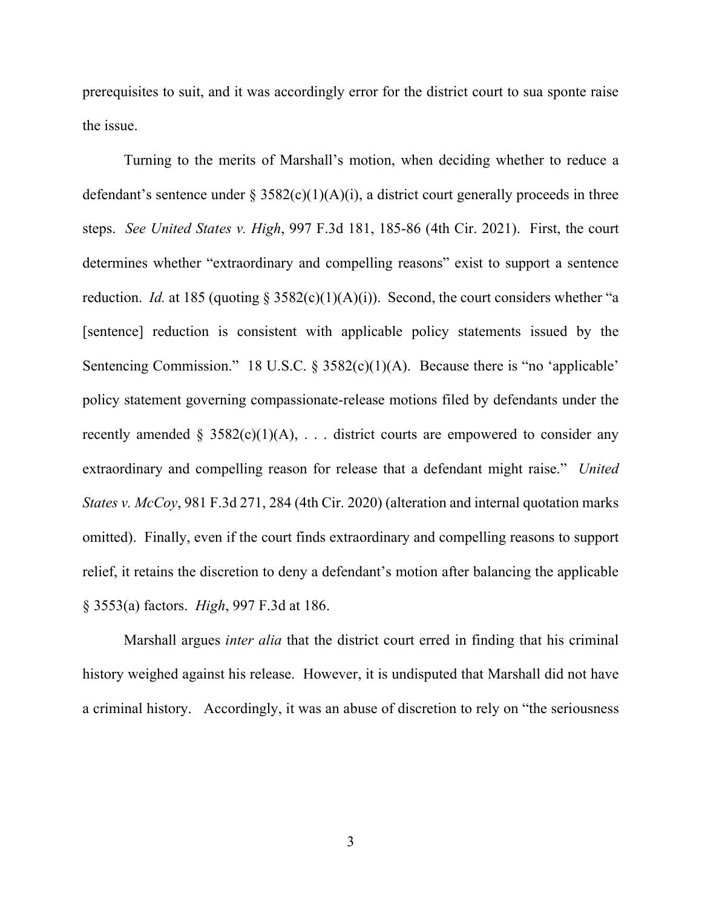prerequisites to suit, and it was accordingly error for the district court to sua sponte raise the issue.

Turning to the merits of Marshall's motion, when deciding whether to reduce a defendant's sentence under § 3582(c)(1)(A)(i), a district court generally proceeds in three steps. *See United States v. High*, 997 F.3d 181, 185-86 (4th Cir. 2021). First, the court determines whether "extraordinary and compelling reasons" exist to support a sentence reduction. *Id.* at 185 (quoting § 3582(c)(1)(A)(i)). Second, the court considers whether "a [sentence] reduction is consistent with applicable policy statements issued by the Sentencing Commission." 18 U.S.C. § 3582(c)(1)(A). Because there is "no 'applicable' policy statement governing compassionate-release motions filed by defendants under the recently amended § 3582(c)(1)(A), . . . district courts are empowered to consider any extraordinary and compelling reason for release that a defendant might raise." *United States v. McCoy*, 981 F.3d 271, 284 (4th Cir. 2020) (alteration and internal quotation marks omitted). Finally, even if the court finds extraordinary and compelling reasons to support relief, it retains the discretion to deny a defendant's motion after balancing the applicable § 3553(a) factors. *High*, 997 F.3d at 186.

Marshall argues *inter alia* that the district court erred in finding that his criminal history weighed against his release. However, it is undisputed that Marshall did not have a criminal history. Accordingly, it was an abuse of discretion to rely on "the seriousness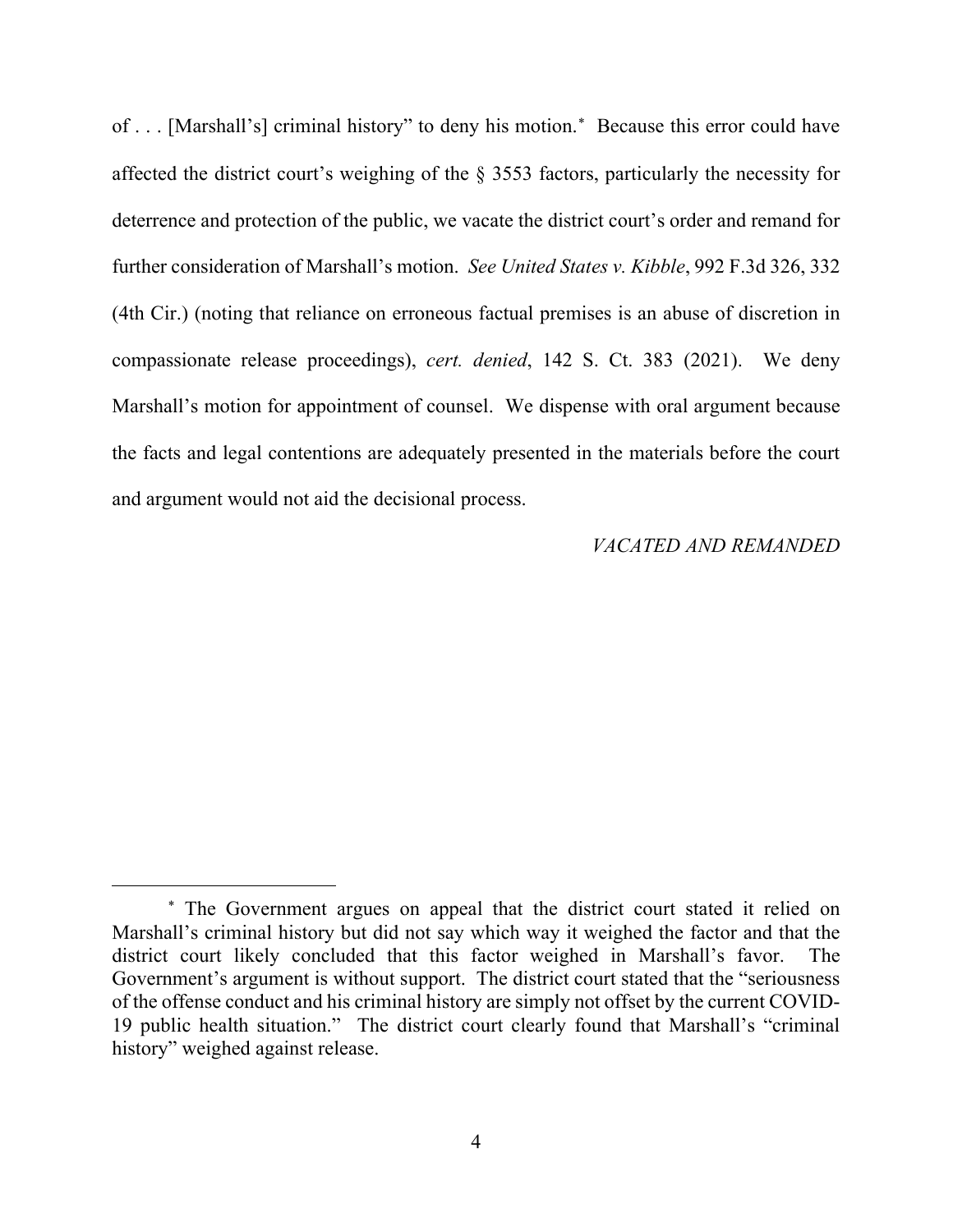of . . . [Marshall's] criminal history" to deny his motion.[*] Because this error could have affected the district court's weighing of the § 3553 factors, particularly the necessity for deterrence and protection of the public, we vacate the district court's order and remand for further consideration of Marshall's motion. *See United States v. Kibble*, 992 F.3d 326, 332 (4th Cir.) (noting that reliance on erroneous factual premises is an abuse of discretion in compassionate release proceedings), *cert. denied*, 142 S. Ct. 383 (2021). We deny Marshall's motion for appointment of counsel. We dispense with oral argument because the facts and legal contentions are adequately presented in the materials before the court and argument would not aid the decisional process.

*VACATED AND REMANDED*

---

[*] The Government argues on appeal that the district court stated it relied on Marshall's criminal history but did not say which way it weighed the factor and that the district court likely concluded that this factor weighed in Marshall's favor. The Government's argument is without support. The district court stated that the "seriousness of the offense conduct and his criminal history are simply not offset by the current COVID-19 public health situation." The district court clearly found that Marshall's "criminal history" weighed against release.